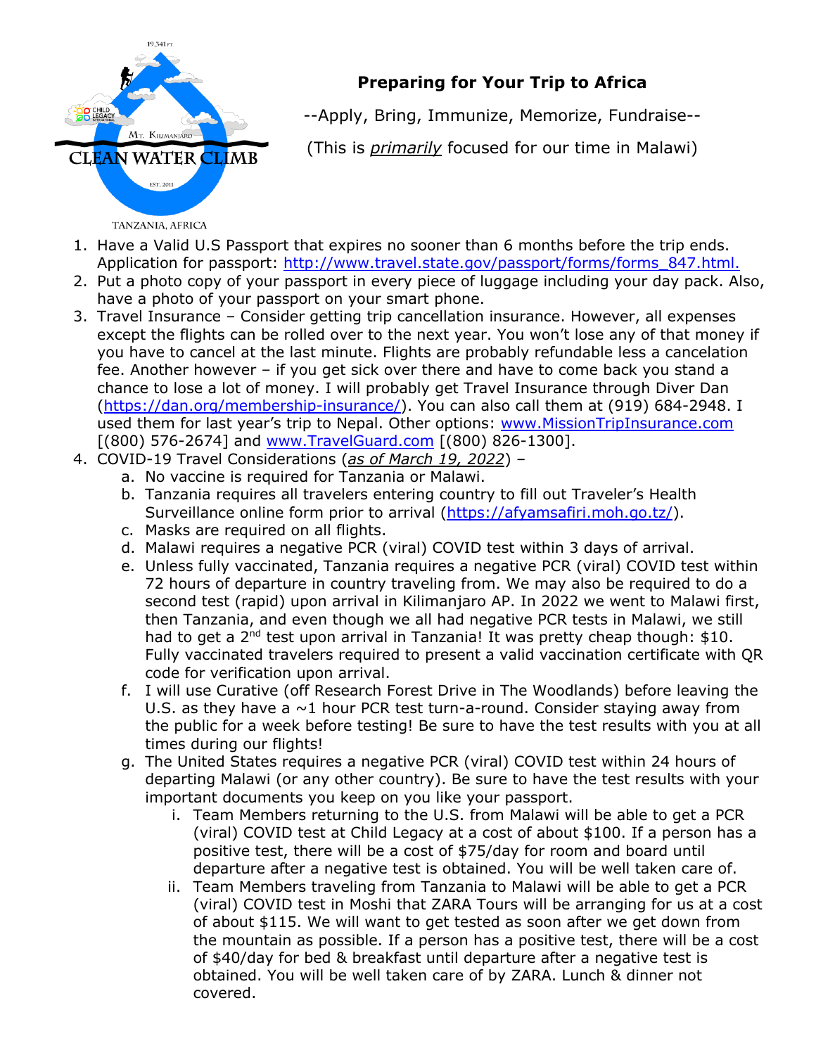# Preparing for Your Trip to Africa

--Apply, Bring, Immunize, Memorize, Fundraise--

(This is *primarily* focused for our time in Malawi)

1. Have a Valid U.S Passport that expires no sooner than 6 months before the trip ends. Application for passport: http://www.travel.state.gov/passport/forms/forms_847.html.
2. Put a photo copy of your passport in every piece of luggage including your day pack. Also, have a photo of your passport on your smart phone.
3. Travel Insurance – Consider getting trip cancellation insurance. However, all expenses except the flights can be rolled over to the next year. You won't lose any of that money if you have to cancel at the last minute. Flights are probably refundable less a cancelation fee. Another however – if you get sick over there and have to come back you stand a chance to lose a lot of money. I will probably get Travel Insurance through Diver Dan (https://dan.org/membership-insurance/). You can also call them at (919) 684-2948. I used them for last year's trip to Nepal. Other options: www.MissionTripInsurance.com [(800) 576-2674] and www.TravelGuard.com [(800) 826-1300].
4. COVID-19 Travel Considerations (*as of March 19, 2022*) –
   a. No vaccine is required for Tanzania or Malawi.
   b. Tanzania requires all travelers entering country to fill out Traveler's Health Surveillance online form prior to arrival (https://afyamsafiri.moh.go.tz/).
   c. Masks are required on all flights.
   d. Malawi requires a negative PCR (viral) COVID test within 3 days of arrival.
   e. Unless fully vaccinated, Tanzania requires a negative PCR (viral) COVID test within 72 hours of departure in country traveling from. We may also be required to do a second test (rapid) upon arrival in Kilimanjaro AP. In 2022 we went to Malawi first, then Tanzania, and even though we all had negative PCR tests in Malawi, we still had to get a 2nd test upon arrival in Tanzania! It was pretty cheap though: $10. Fully vaccinated travelers required to present a valid vaccination certificate with QR code for verification upon arrival.
   f. I will use Curative (off Research Forest Drive in The Woodlands) before leaving the U.S. as they have a ~1 hour PCR test turn-a-round. Consider staying away from the public for a week before testing! Be sure to have the test results with you at all times during our flights!
   g. The United States requires a negative PCR (viral) COVID test within 24 hours of departing Malawi (or any other country). Be sure to have the test results with your important documents you keep on you like your passport.
      i. Team Members returning to the U.S. from Malawi will be able to get a PCR (viral) COVID test at Child Legacy at a cost of about $100. If a person has a positive test, there will be a cost of $75/day for room and board until departure after a negative test is obtained. You will be well taken care of.
      ii. Team Members traveling from Tanzania to Malawi will be able to get a PCR (viral) COVID test in Moshi that ZARA Tours will be arranging for us at a cost of about $115. We will want to get tested as soon after we get down from the mountain as possible. If a person has a positive test, there will be a cost of $40/day for bed & breakfast until departure after a negative test is obtained. You will be well taken care of by ZARA. Lunch & dinner not covered.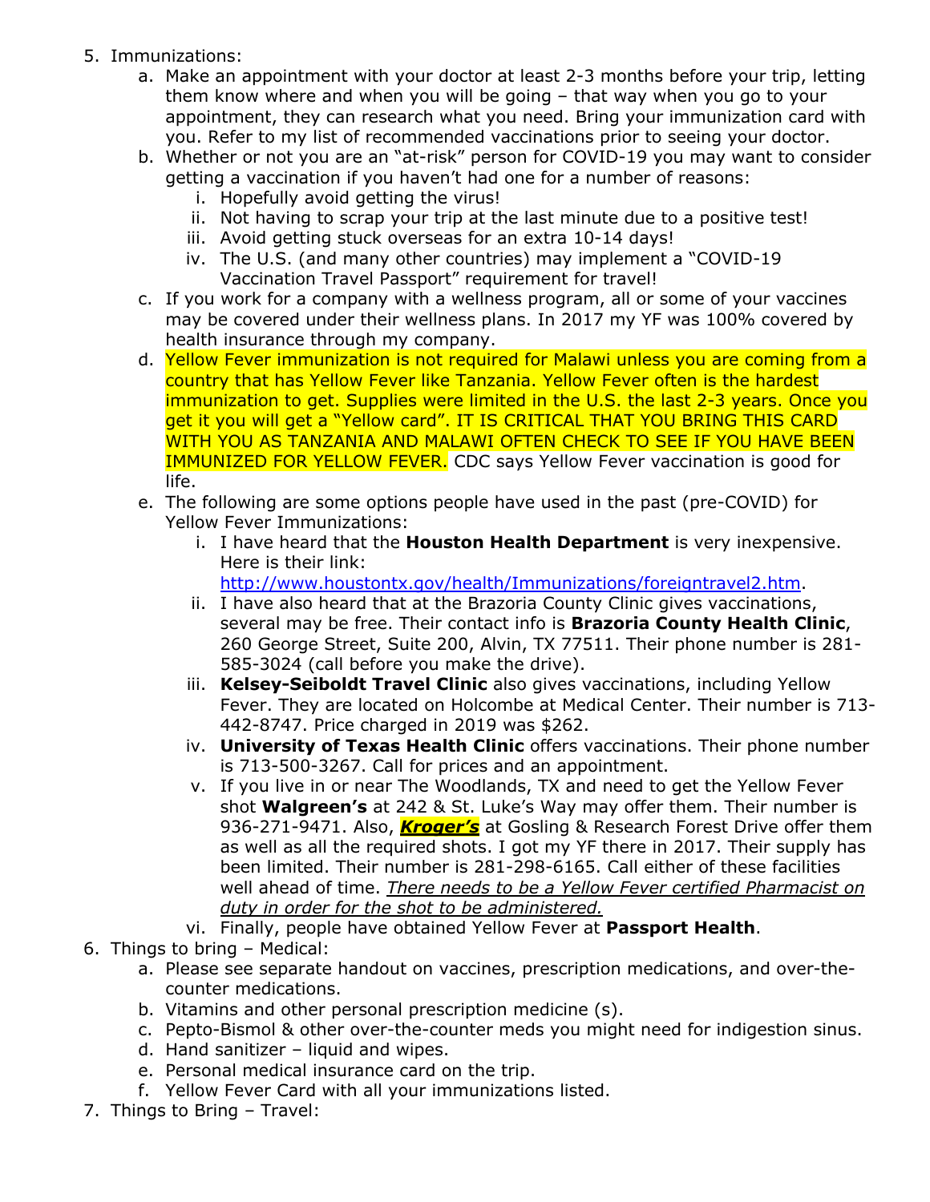5. Immunizations:
    a. Make an appointment with your doctor at least 2-3 months before your trip, letting them know where and when you will be going – that way when you go to your appointment, they can research what you need. Bring your immunization card with you. Refer to my list of recommended vaccinations prior to seeing your doctor.
    b. Whether or not you are an "at-risk" person for COVID-19 you may want to consider getting a vaccination if you haven't had one for a number of reasons:
        i. Hopefully avoid getting the virus!
        ii. Not having to scrap your trip at the last minute due to a positive test!
        iii. Avoid getting stuck overseas for an extra 10-14 days!
        iv. The U.S. (and many other countries) may implement a "COVID-19 Vaccination Travel Passport" requirement for travel!
    c. If you work for a company with a wellness program, all or some of your vaccines may be covered under their wellness plans. In 2017 my YF was 100% covered by health insurance through my company.
    d. Yellow Fever immunization is not required for Malawi unless you are coming from a country that has Yellow Fever like Tanzania. Yellow Fever often is the hardest immunization to get. Supplies were limited in the U.S. the last 2-3 years. Once you get it you will get a "Yellow card". IT IS CRITICAL THAT YOU BRING THIS CARD WITH YOU AS TANZANIA AND MALAWI OFTEN CHECK TO SEE IF YOU HAVE BEEN IMMUNIZED FOR YELLOW FEVER. CDC says Yellow Fever vaccination is good for life.
    e. The following are some options people have used in the past (pre-COVID) for Yellow Fever Immunizations:
        i. I have heard that the **Houston Health Department** is very inexpensive. Here is their link: http://www.houstontx.gov/health/Immunizations/foreigntravel2.htm.
        ii. I have also heard that at the Brazoria County Clinic gives vaccinations, several may be free. Their contact info is **Brazoria County Health Clinic**, 260 George Street, Suite 200, Alvin, TX 77511. Their phone number is 281-585-3024 (call before you make the drive).
        iii. **Kelsey-Seiboldt Travel Clinic** also gives vaccinations, including Yellow Fever. They are located on Holcombe at Medical Center. Their number is 713-442-8747. Price charged in 2019 was $262.
        iv. **University of Texas Health Clinic** offers vaccinations. Their phone number is 713-500-3267. Call for prices and an appointment.
        v. If you live in or near The Woodlands, TX and need to get the Yellow Fever shot **Walgreen's** at 242 & St. Luke's Way may offer them. Their number is 936-271-9471. Also, ***Kroger's*** at Gosling & Research Forest Drive offer them as well as all the required shots. I got my YF there in 2017. Their supply has been limited. Their number is 281-298-6165. Call either of these facilities well ahead of time. *There needs to be a Yellow Fever certified Pharmacist on duty in order for the shot to be administered.*
        vi. Finally, people have obtained Yellow Fever at **Passport Health**.
6. Things to bring – Medical:
    a. Please see separate handout on vaccines, prescription medications, and over-the-counter medications.
    b. Vitamins and other personal prescription medicine (s).
    c. Pepto-Bismol & other over-the-counter meds you might need for indigestion sinus.
    d. Hand sanitizer – liquid and wipes.
    e. Personal medical insurance card on the trip.
    f. Yellow Fever Card with all your immunizations listed.
7. Things to Bring – Travel: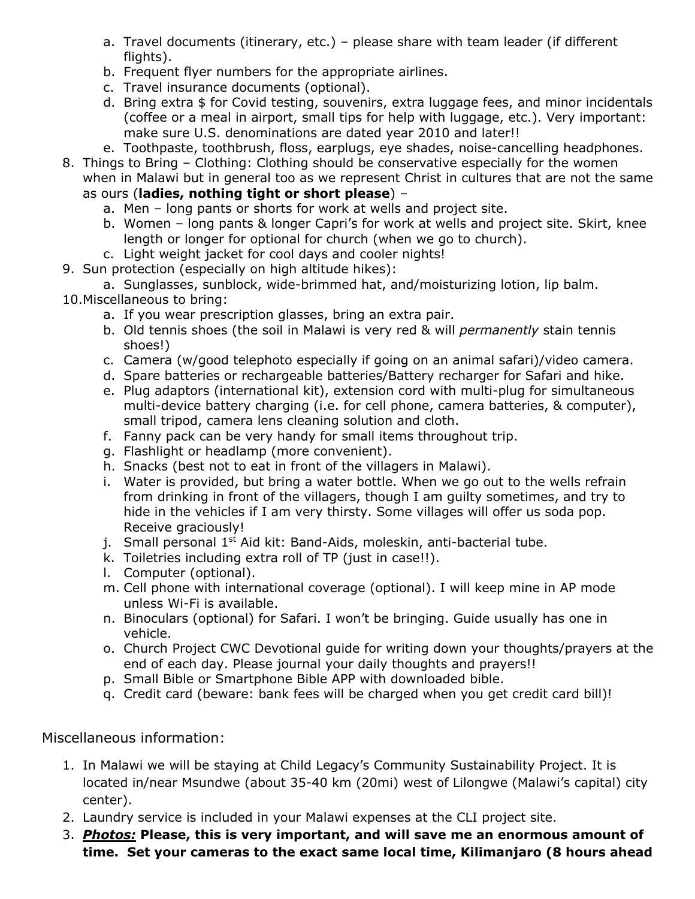a. Travel documents (itinerary, etc.) – please share with team leader (if different flights).
   b. Frequent flyer numbers for the appropriate airlines.
   c. Travel insurance documents (optional).
   d. Bring extra $ for Covid testing, souvenirs, extra luggage fees, and minor incidentals (coffee or a meal in airport, small tips for help with luggage, etc.). Very important: make sure U.S. denominations are dated year 2010 and later!!
   e. Toothpaste, toothbrush, floss, earplugs, eye shades, noise-cancelling headphones.

8. Things to Bring – Clothing: Clothing should be conservative especially for the women when in Malawi but in general too as we represent Christ in cultures that are not the same as ours (**ladies, nothing tight or short please**) –
   a. Men – long pants or shorts for work at wells and project site.
   b. Women – long pants & longer Capri's for work at wells and project site. Skirt, knee length or longer for optional for church (when we go to church).
   c. Light weight jacket for cool days and cooler nights!
9. Sun protection (especially on high altitude hikes):
   a. Sunglasses, sunblock, wide-brimmed hat, and/moisturizing lotion, lip balm.
10. Miscellaneous to bring:
   a. If you wear prescription glasses, bring an extra pair.
   b. Old tennis shoes (the soil in Malawi is very red & will *permanently* stain tennis shoes!)
   c. Camera (w/good telephoto especially if going on an animal safari)/video camera.
   d. Spare batteries or rechargeable batteries/Battery recharger for Safari and hike.
   e. Plug adaptors (international kit), extension cord with multi-plug for simultaneous multi-device battery charging (i.e. for cell phone, camera batteries, & computer), small tripod, camera lens cleaning solution and cloth.
   f. Fanny pack can be very handy for small items throughout trip.
   g. Flashlight or headlamp (more convenient).
   h. Snacks (best not to eat in front of the villagers in Malawi).
   i. Water is provided, but bring a water bottle. When we go out to the wells refrain from drinking in front of the villagers, though I am guilty sometimes, and try to hide in the vehicles if I am very thirsty. Some villages will offer us soda pop. Receive graciously!
   j. Small personal 1st Aid kit: Band-Aids, moleskin, anti-bacterial tube.
   k. Toiletries including extra roll of TP (just in case!!).
   l. Computer (optional).
   m. Cell phone with international coverage (optional). I will keep mine in AP mode unless Wi-Fi is available.
   n. Binoculars (optional) for Safari. I won't be bringing. Guide usually has one in vehicle.
   o. Church Project CWC Devotional guide for writing down your thoughts/prayers at the end of each day. Please journal your daily thoughts and prayers!!
   p. Small Bible or Smartphone Bible APP with downloaded bible.
   q. Credit card (beware: bank fees will be charged when you get credit card bill)!

Miscellaneous information:

1. In Malawi we will be staying at Child Legacy's Community Sustainability Project. It is located in/near Msundwe (about 35-40 km (20mi) west of Lilongwe (Malawi's capital) city center).
2. Laundry service is included in your Malawi expenses at the CLI project site.
3. ***Photos:*** **Please, this is very important, and will save me an enormous amount of time. Set your cameras to the exact same local time, Kilimanjaro (8 hours ahead**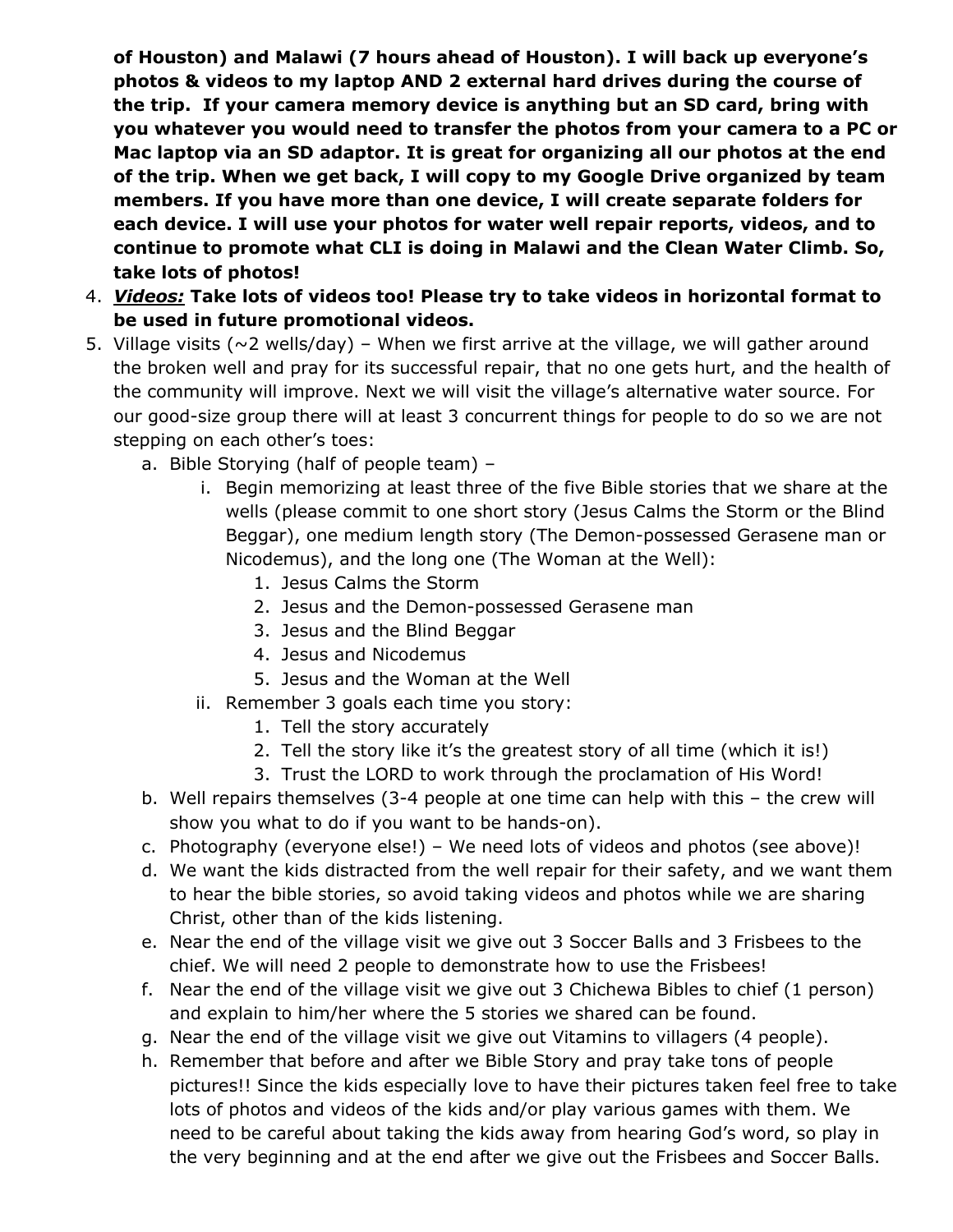**of Houston) and Malawi (7 hours ahead of Houston). I will back up everyone's photos & videos to my laptop AND 2 external hard drives during the course of the trip. If your camera memory device is anything but an SD card, bring with you whatever you would need to transfer the photos from your camera to a PC or Mac laptop via an SD adaptor. It is great for organizing all our photos at the end of the trip. When we get back, I will copy to my Google Drive organized by team members. If you have more than one device, I will create separate folders for each device. I will use your photos for water well repair reports, videos, and to continue to promote what CLI is doing in Malawi and the Clean Water Climb. So, take lots of photos!**

4. ***<u>Videos:</u>*** **Take lots of videos too! Please try to take videos in horizontal format to be used in future promotional videos.**
5. Village visits (~2 wells/day) – When we first arrive at the village, we will gather around the broken well and pray for its successful repair, that no one gets hurt, and the health of the community will improve. Next we will visit the village's alternative water source. For our good-size group there will at least 3 concurrent things for people to do so we are not stepping on each other's toes:
   a. Bible Storying (half of people team) –
      i. Begin memorizing at least three of the five Bible stories that we share at the wells (please commit to one short story (Jesus Calms the Storm or the Blind Beggar), one medium length story (The Demon-possessed Gerasene man or Nicodemus), and the long one (The Woman at the Well):
         1. Jesus Calms the Storm
         2. Jesus and the Demon-possessed Gerasene man
         3. Jesus and the Blind Beggar
         4. Jesus and Nicodemus
         5. Jesus and the Woman at the Well
      ii. Remember 3 goals each time you story:
         1. Tell the story accurately
         2. Tell the story like it's the greatest story of all time (which it is!)
         3. Trust the LORD to work through the proclamation of His Word!
   b. Well repairs themselves (3-4 people at one time can help with this – the crew will show you what to do if you want to be hands-on).
   c. Photography (everyone else!) – We need lots of videos and photos (see above)!
   d. We want the kids distracted from the well repair for their safety, and we want them to hear the bible stories, so avoid taking videos and photos while we are sharing Christ, other than of the kids listening.
   e. Near the end of the village visit we give out 3 Soccer Balls and 3 Frisbees to the chief. We will need 2 people to demonstrate how to use the Frisbees!
   f. Near the end of the village visit we give out 3 Chichewa Bibles to chief (1 person) and explain to him/her where the 5 stories we shared can be found.
   g. Near the end of the village visit we give out Vitamins to villagers (4 people).
   h. Remember that before and after we Bible Story and pray take tons of people pictures!! Since the kids especially love to have their pictures taken feel free to take lots of photos and videos of the kids and/or play various games with them. We need to be careful about taking the kids away from hearing God's word, so play in the very beginning and at the end after we give out the Frisbees and Soccer Balls.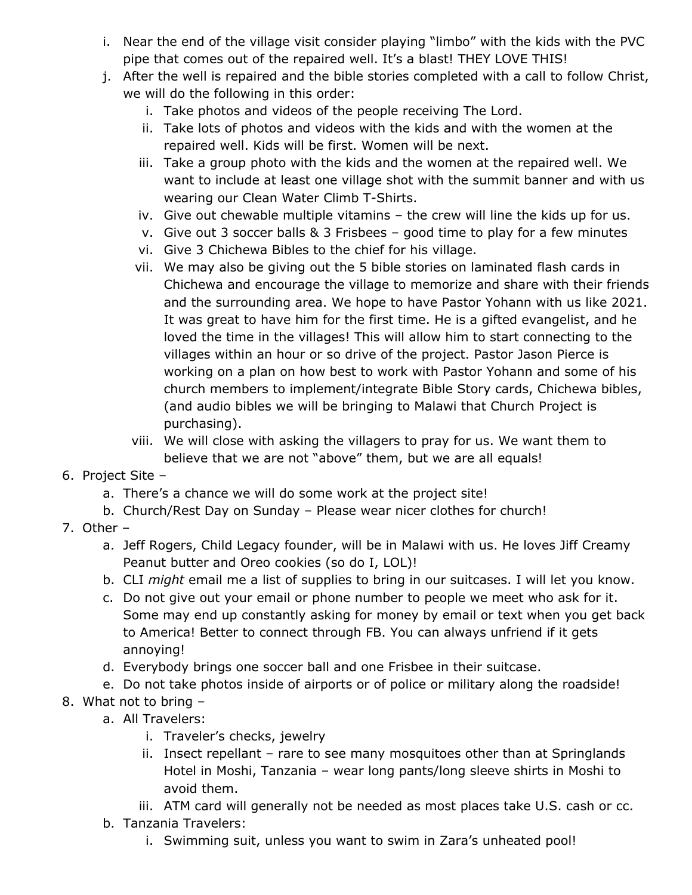i. Near the end of the village visit consider playing "limbo" with the kids with the PVC pipe that comes out of the repaired well. It's a blast! THEY LOVE THIS!

   j. After the well is repaired and the bible stories completed with a call to follow Christ, we will do the following in this order:

      i. Take photos and videos of the people receiving The Lord.
      ii. Take lots of photos and videos with the kids and with the women at the repaired well. Kids will be first. Women will be next.
      iii. Take a group photo with the kids and the women at the repaired well. We want to include at least one village shot with the summit banner and with us wearing our Clean Water Climb T-Shirts.
      iv. Give out chewable multiple vitamins – the crew will line the kids up for us.
      v. Give out 3 soccer balls & 3 Frisbees – good time to play for a few minutes
      vi. Give 3 Chichewa Bibles to the chief for his village.
      vii. We may also be giving out the 5 bible stories on laminated flash cards in Chichewa and encourage the village to memorize and share with their friends and the surrounding area. We hope to have Pastor Yohann with us like 2021. It was great to have him for the first time. He is a gifted evangelist, and he loved the time in the villages! This will allow him to start connecting to the villages within an hour or so drive of the project. Pastor Jason Pierce is working on a plan on how best to work with Pastor Yohann and some of his church members to implement/integrate Bible Story cards, Chichewa bibles, (and audio bibles we will be bringing to Malawi that Church Project is purchasing).
      viii. We will close with asking the villagers to pray for us. We want them to believe that we are not "above" them, but we are all equals!

6. Project Site –
   a. There's a chance we will do some work at the project site!
   b. Church/Rest Day on Sunday – Please wear nicer clothes for church!

7. Other –
   a. Jeff Rogers, Child Legacy founder, will be in Malawi with us. He loves Jiff Creamy Peanut butter and Oreo cookies (so do I, LOL)!
   b. CLI *might* email me a list of supplies to bring in our suitcases. I will let you know.
   c. Do not give out your email or phone number to people we meet who ask for it. Some may end up constantly asking for money by email or text when you get back to America! Better to connect through FB. You can always unfriend if it gets annoying!
   d. Everybody brings one soccer ball and one Frisbee in their suitcase.
   e. Do not take photos inside of airports or of police or military along the roadside!

8. What not to bring –
   a. All Travelers:
      i. Traveler's checks, jewelry
      ii. Insect repellant – rare to see many mosquitoes other than at Springlands Hotel in Moshi, Tanzania – wear long pants/long sleeve shirts in Moshi to avoid them.
      iii. ATM card will generally not be needed as most places take U.S. cash or cc.
   b. Tanzania Travelers:
      i. Swimming suit, unless you want to swim in Zara's unheated pool!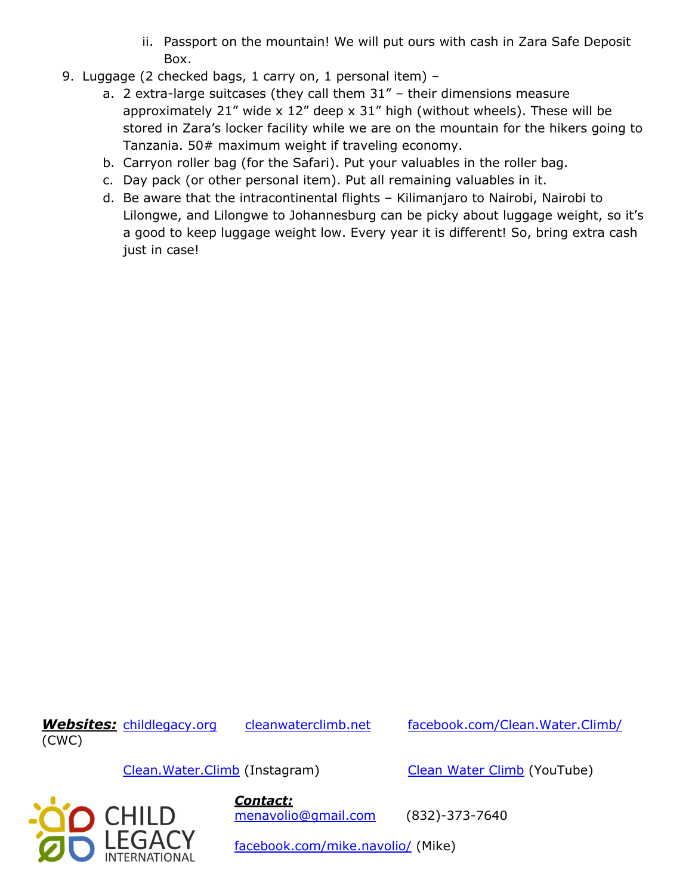ii. Passport on the mountain! We will put ours with cash in Zara Safe Deposit Box.

9. Luggage (2 checked bags, 1 carry on, 1 personal item) –
   a. 2 extra-large suitcases (they call them 31" – their dimensions measure approximately 21" wide x 12" deep x 31" high (without wheels). These will be stored in Zara's locker facility while we are on the mountain for the hikers going to Tanzania. 50# maximum weight if traveling economy.
   b. Carryon roller bag (for the Safari). Put your valuables in the roller bag.
   c. Day pack (or other personal item). Put all remaining valuables in it.
   d. Be aware that the intracontinental flights – Kilimanjaro to Nairobi, Nairobi to Lilongwe, and Lilongwe to Johannesburg can be picky about luggage weight, so it's a good to keep luggage weight low. Every year it is different! So, bring extra cash just in case!

***Websites:*** childlegacy.org    cleanwaterclimb.net    facebook.com/Clean.Water.Climb/ (CWC)

Clean.Water.Climb (Instagram)    Clean Water Climb (YouTube)

CHILD LEGACY INTERNATIONAL

***Contact:***
menavolio@gmail.com    (832)-373-7640

facebook.com/mike.navolio/ (Mike)